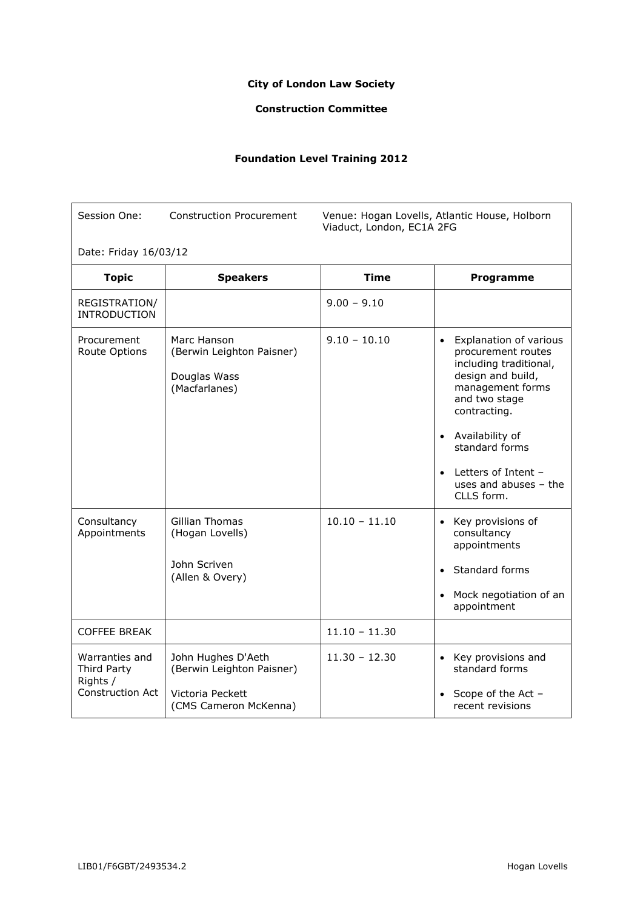**City of London Law Society**

**Construction Committee**

**Foundation Level Training 2012**

Session One: Construction Procurement

Venue: Hogan Lovells, Atlantic House, Holborn Viaduct, London, EC1A 2FG

Date: Friday 16/03/12

| Topic | Speakers | Time | Programme |
|---|---|---|---|
| REGISTRATION/ INTRODUCTION | | 9.00 – 9.10 | |
| Procurement Route Options | Marc Hanson (Berwin Leighton Paisner)<br><br>Douglas Wass (Macfarlanes) | 9.10 – 10.10 | • Explanation of various procurement routes including traditional, design and build, management forms and two stage contracting.<br>• Availability of standard forms<br>• Letters of Intent – uses and abuses – the CLLS form. |
| Consultancy Appointments | Gillian Thomas (Hogan Lovells)<br><br>John Scriven (Allen & Overy) | 10.10 – 11.10 | • Key provisions of consultancy appointments<br>• Standard forms<br>• Mock negotiation of an appointment |
| COFFEE BREAK | | 11.10 – 11.30 | |
| Warranties and Third Party Rights / Construction Act | John Hughes D'Aeth (Berwin Leighton Paisner)<br><br>Victoria Peckett (CMS Cameron McKenna) | 11.30 – 12.30 | • Key provisions and standard forms<br>• Scope of the Act – recent revisions |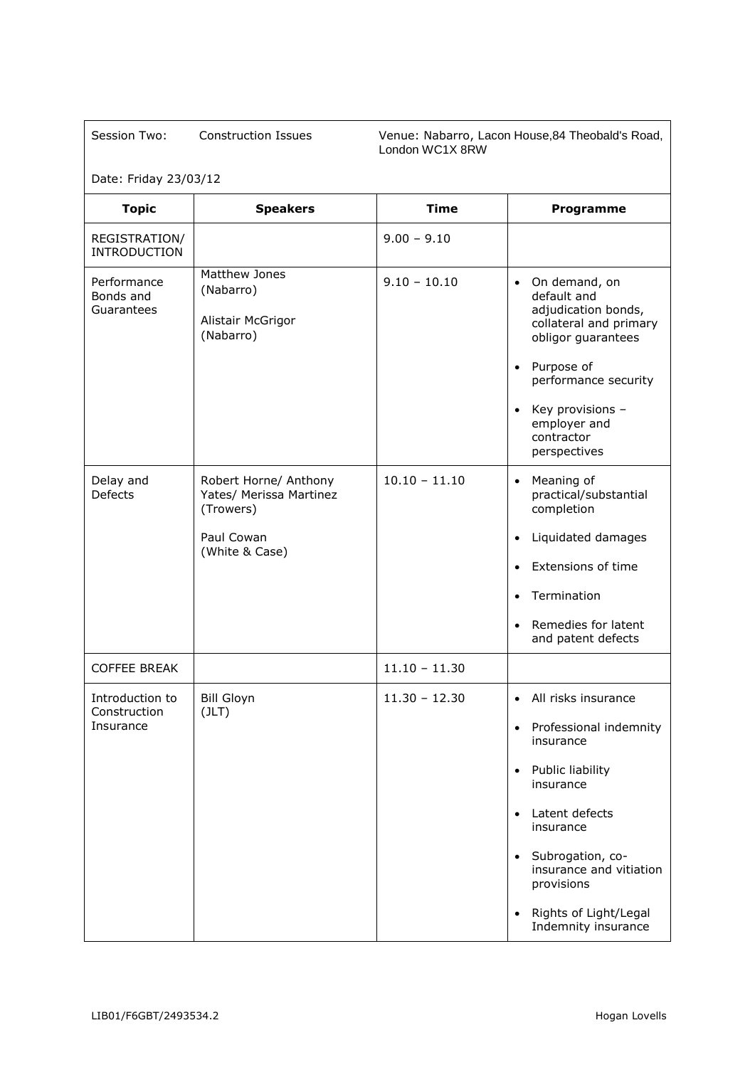Session Two: Construction Issues

Venue: Nabarro, Lacon House,84 Theobald's Road, London WC1X 8RW

Date: Friday 23/03/12

| Topic | Speakers | Time | Programme |
|---|---|---|---|
| REGISTRATION/ INTRODUCTION | | 9.00 – 9.10 | |
| Performance Bonds and Guarantees | Matthew Jones (Nabarro)<br><br>Alistair McGrigor (Nabarro) | 9.10 – 10.10 | • On demand, on default and adjudication bonds, collateral and primary obligor guarantees<br>• Purpose of performance security<br>• Key provisions – employer and contractor perspectives |
| Delay and Defects | Robert Horne/ Anthony Yates/ Merissa Martinez (Trowers)<br><br>Paul Cowan (White & Case) | 10.10 – 11.10 | • Meaning of practical/substantial completion<br>• Liquidated damages<br>• Extensions of time<br>• Termination<br>• Remedies for latent and patent defects |
| COFFEE BREAK | | 11.10 – 11.30 | |
| Introduction to Construction Insurance | Bill Gloyn (JLT) | 11.30 – 12.30 | • All risks insurance<br>• Professional indemnity insurance<br>• Public liability insurance<br>• Latent defects insurance<br>• Subrogation, co-insurance and vitiation provisions<br>• Rights of Light/Legal Indemnity insurance |

LIB01/F6GBT/2493534.2 Hogan Lovells